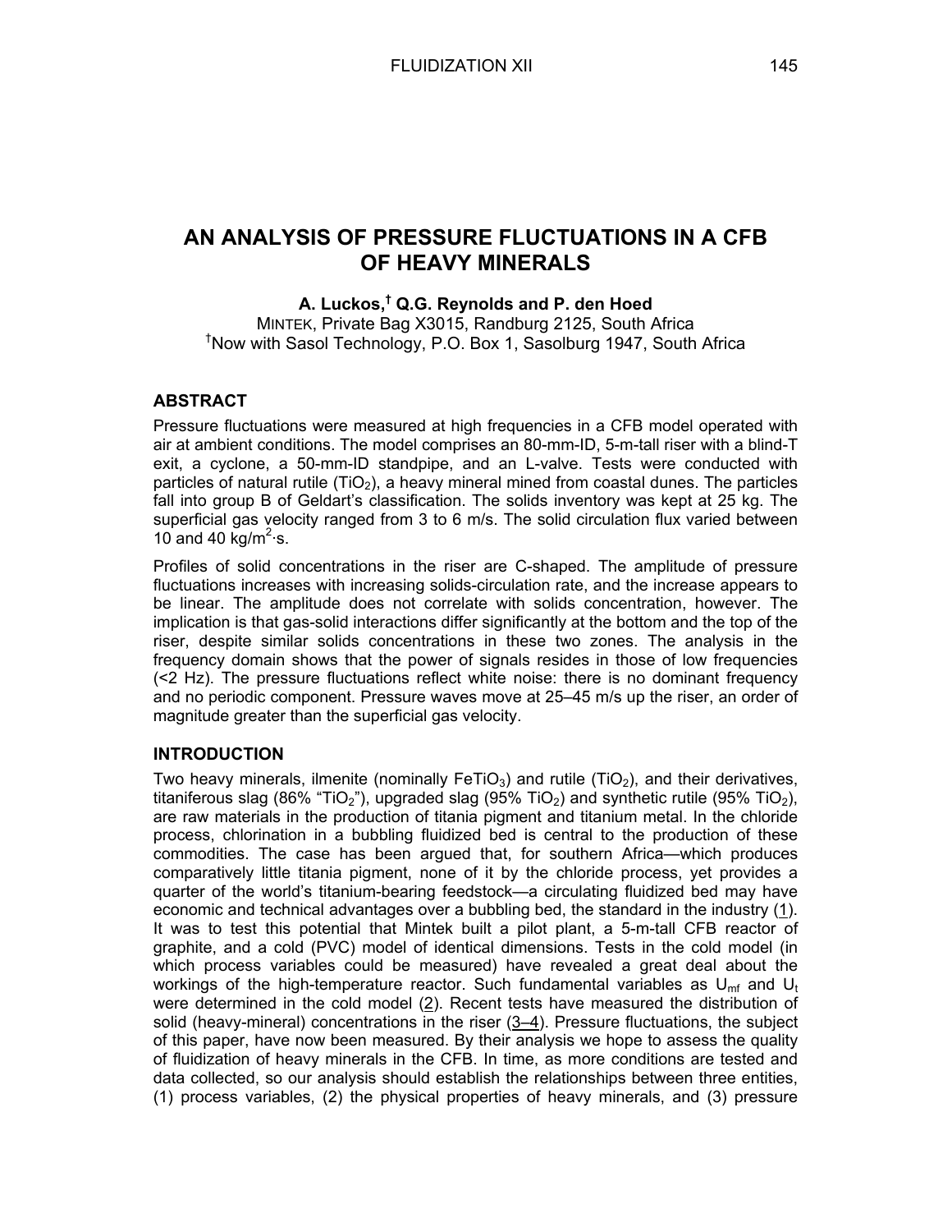# AN ANALYSIS OF PRESSURE FLUCTUATIONS IN A CFB OF HEAVY MINERALS

**A. Luckos,[†] Q.G. Reynolds and P. den Hoed**
MINTEK, Private Bag X3015, Randburg 2125, South Africa
[†]Now with Sasol Technology, P.O. Box 1, Sasolburg 1947, South Africa

## ABSTRACT

Pressure fluctuations were measured at high frequencies in a CFB model operated with air at ambient conditions. The model comprises an 80-mm-ID, 5-m-tall riser with a blind-T exit, a cyclone, a 50-mm-ID standpipe, and an L-valve. Tests were conducted with particles of natural rutile ($TiO_2$), a heavy mineral mined from coastal dunes. The particles fall into group B of Geldart's classification. The solids inventory was kept at 25 kg. The superficial gas velocity ranged from 3 to 6 m/s. The solid circulation flux varied between 10 and 40 $kg/m^2 \cdot s$.

Profiles of solid concentrations in the riser are C-shaped. The amplitude of pressure fluctuations increases with increasing solids-circulation rate, and the increase appears to be linear. The amplitude does not correlate with solids concentration, however. The implication is that gas-solid interactions differ significantly at the bottom and the top of the riser, despite similar solids concentrations in these two zones. The analysis in the frequency domain shows that the power of signals resides in those of low frequencies (<2 Hz). The pressure fluctuations reflect white noise: there is no dominant frequency and no periodic component. Pressure waves move at 25–45 m/s up the riser, an order of magnitude greater than the superficial gas velocity.

## INTRODUCTION

Two heavy minerals, ilmenite (nominally $FeTiO_3$) and rutile ($TiO_2$), and their derivatives, titaniferous slag (86% "$TiO_2$"), upgraded slag (95% $TiO_2$) and synthetic rutile (95% $TiO_2$), are raw materials in the production of titania pigment and titanium metal. In the chloride process, chlorination in a bubbling fluidized bed is central to the production of these commodities. The case has been argued that, for southern Africa—which produces comparatively little titania pigment, none of it by the chloride process, yet provides a quarter of the world's titanium-bearing feedstock—a circulating fluidized bed may have economic and technical advantages over a bubbling bed, the standard in the industry (1). It was to test this potential that Mintek built a pilot plant, a 5-m-tall CFB reactor of graphite, and a cold (PVC) model of identical dimensions. Tests in the cold model (in which process variables could be measured) have revealed a great deal about the workings of the high-temperature reactor. Such fundamental variables as $U_{mf}$ and $U_t$ were determined in the cold model (2). Recent tests have measured the distribution of solid (heavy-mineral) concentrations in the riser (3–4). Pressure fluctuations, the subject of this paper, have now been measured. By their analysis we hope to assess the quality of fluidization of heavy minerals in the CFB. In time, as more conditions are tested and data collected, so our analysis should establish the relationships between three entities, (1) process variables, (2) the physical properties of heavy minerals, and (3) pressure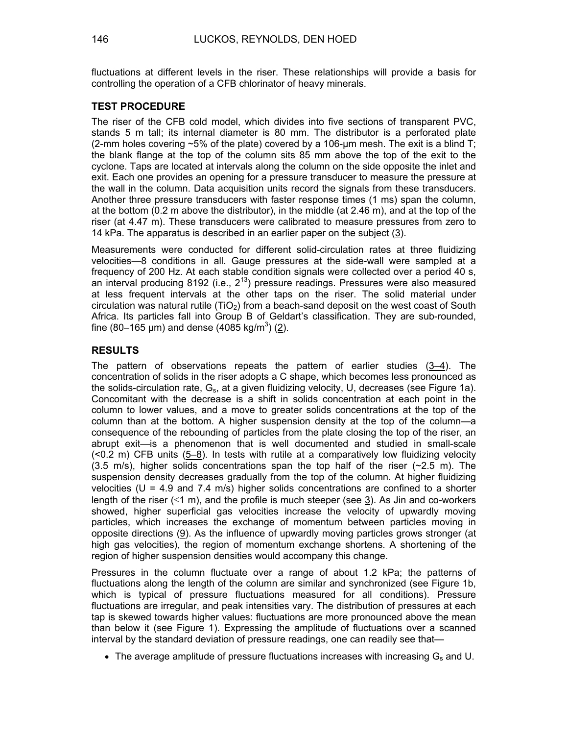fluctuations at different levels in the riser. These relationships will provide a basis for controlling the operation of a CFB chlorinator of heavy minerals.

## TEST PROCEDURE

The riser of the CFB cold model, which divides into five sections of transparent PVC, stands 5 m tall; its internal diameter is 80 mm. The distributor is a perforated plate (2-mm holes covering ~5% of the plate) covered by a 106-µm mesh. The exit is a blind T; the blank flange at the top of the column sits 85 mm above the top of the exit to the cyclone. Taps are located at intervals along the column on the side opposite the inlet and exit. Each one provides an opening for a pressure transducer to measure the pressure at the wall in the column. Data acquisition units record the signals from these transducers. Another three pressure transducers with faster response times (1 ms) span the column, at the bottom (0.2 m above the distributor), in the middle (at 2.46 m), and at the top of the riser (at 4.47 m). These transducers were calibrated to measure pressures from zero to 14 kPa. The apparatus is described in an earlier paper on the subject (3).

Measurements were conducted for different solid-circulation rates at three fluidizing velocities—8 conditions in all. Gauge pressures at the side-wall were sampled at a frequency of 200 Hz. At each stable condition signals were collected over a period 40 s, an interval producing 8192 (i.e., $2^{13}$) pressure readings. Pressures were also measured at less frequent intervals at the other taps on the riser. The solid material under circulation was natural rutile ($TiO_2$) from a beach-sand deposit on the west coast of South Africa. Its particles fall into Group B of Geldart's classification. They are sub-rounded, fine (80–165 µm) and dense (4085 kg/m$^3$) (2).

## RESULTS

The pattern of observations repeats the pattern of earlier studies (3–4). The concentration of solids in the riser adopts a C shape, which becomes less pronounced as the solids-circulation rate, $G_s$, at a given fluidizing velocity, U, decreases (see Figure 1a). Concomitant with the decrease is a shift in solids concentration at each point in the column to lower values, and a move to greater solids concentrations at the top of the column than at the bottom. A higher suspension density at the top of the column—a consequence of the rebounding of particles from the plate closing the top of the riser, an abrupt exit—is a phenomenon that is well documented and studied in small-scale (<0.2 m) CFB units (5–8). In tests with rutile at a comparatively low fluidizing velocity (3.5 m/s), higher solids concentrations span the top half of the riser (~2.5 m). The suspension density decreases gradually from the top of the column. At higher fluidizing velocities (U = 4.9 and 7.4 m/s) higher solids concentrations are confined to a shorter length of the riser ($\leq$1 m), and the profile is much steeper (see 3). As Jin and co-workers showed, higher superficial gas velocities increase the velocity of upwardly moving particles, which increases the exchange of momentum between particles moving in opposite directions (9). As the influence of upwardly moving particles grows stronger (at high gas velocities), the region of momentum exchange shortens. A shortening of the region of higher suspension densities would accompany this change.

Pressures in the column fluctuate over a range of about 1.2 kPa; the patterns of fluctuations along the length of the column are similar and synchronized (see Figure 1b, which is typical of pressure fluctuations measured for all conditions). Pressure fluctuations are irregular, and peak intensities vary. The distribution of pressures at each tap is skewed towards higher values: fluctuations are more pronounced above the mean than below it (see Figure 1). Expressing the amplitude of fluctuations over a scanned interval by the standard deviation of pressure readings, one can readily see that—

- The average amplitude of pressure fluctuations increases with increasing $G_s$ and U.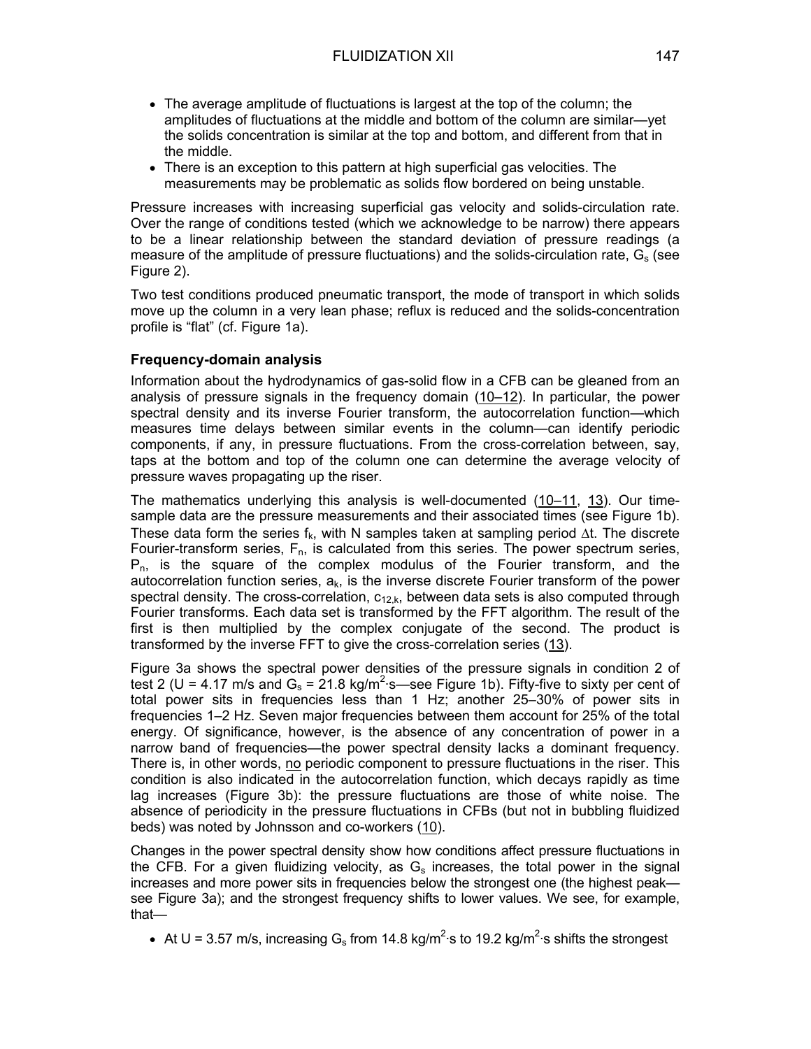- The average amplitude of fluctuations is largest at the top of the column; the amplitudes of fluctuations at the middle and bottom of the column are similar—yet the solids concentration is similar at the top and bottom, and different from that in the middle.
- There is an exception to this pattern at high superficial gas velocities. The measurements may be problematic as solids flow bordered on being unstable.

Pressure increases with increasing superficial gas velocity and solids-circulation rate. Over the range of conditions tested (which we acknowledge to be narrow) there appears to be a linear relationship between the standard deviation of pressure readings (a measure of the amplitude of pressure fluctuations) and the solids-circulation rate, $G_s$ (see Figure 2).

Two test conditions produced pneumatic transport, the mode of transport in which solids move up the column in a very lean phase; reflux is reduced and the solids-concentration profile is "flat" (cf. Figure 1a).

### Frequency-domain analysis

Information about the hydrodynamics of gas-solid flow in a CFB can be gleaned from an analysis of pressure signals in the frequency domain (10–12). In particular, the power spectral density and its inverse Fourier transform, the autocorrelation function—which measures time delays between similar events in the column—can identify periodic components, if any, in pressure fluctuations. From the cross-correlation between, say, taps at the bottom and top of the column one can determine the average velocity of pressure waves propagating up the riser.

The mathematics underlying this analysis is well-documented (10–11, 13). Our time-sample data are the pressure measurements and their associated times (see Figure 1b). These data form the series $f_k$, with N samples taken at sampling period $\Delta t$. The discrete Fourier-transform series, $F_n$, is calculated from this series. The power spectrum series, $P_n$, is the square of the complex modulus of the Fourier transform, and the autocorrelation function series, $a_k$, is the inverse discrete Fourier transform of the power spectral density. The cross-correlation, $c_{12,k}$, between data sets is also computed through Fourier transforms. Each data set is transformed by the FFT algorithm. The result of the first is then multiplied by the complex conjugate of the second. The product is transformed by the inverse FFT to give the cross-correlation series (13).

Figure 3a shows the spectral power densities of the pressure signals in condition 2 of test 2 (U = 4.17 m/s and $G_s$ = 21.8 kg/m$^2$·s—see Figure 1b). Fifty-five to sixty per cent of total power sits in frequencies less than 1 Hz; another 25–30% of power sits in frequencies 1–2 Hz. Seven major frequencies between them account for 25% of the total energy. Of significance, however, is the absence of any concentration of power in a narrow band of frequencies—the power spectral density lacks a dominant frequency. There is, in other words, no periodic component to pressure fluctuations in the riser. This condition is also indicated in the autocorrelation function, which decays rapidly as time lag increases (Figure 3b): the pressure fluctuations are those of white noise. The absence of periodicity in the pressure fluctuations in CFBs (but not in bubbling fluidized beds) was noted by Johnsson and co-workers (10).

Changes in the power spectral density show how conditions affect pressure fluctuations in the CFB. For a given fluidizing velocity, as $G_s$ increases, the total power in the signal increases and more power sits in frequencies below the strongest one (the highest peak—see Figure 3a); and the strongest frequency shifts to lower values. We see, for example, that—

- At U = 3.57 m/s, increasing $G_s$ from 14.8 kg/m$^2$·s to 19.2 kg/m$^2$·s shifts the strongest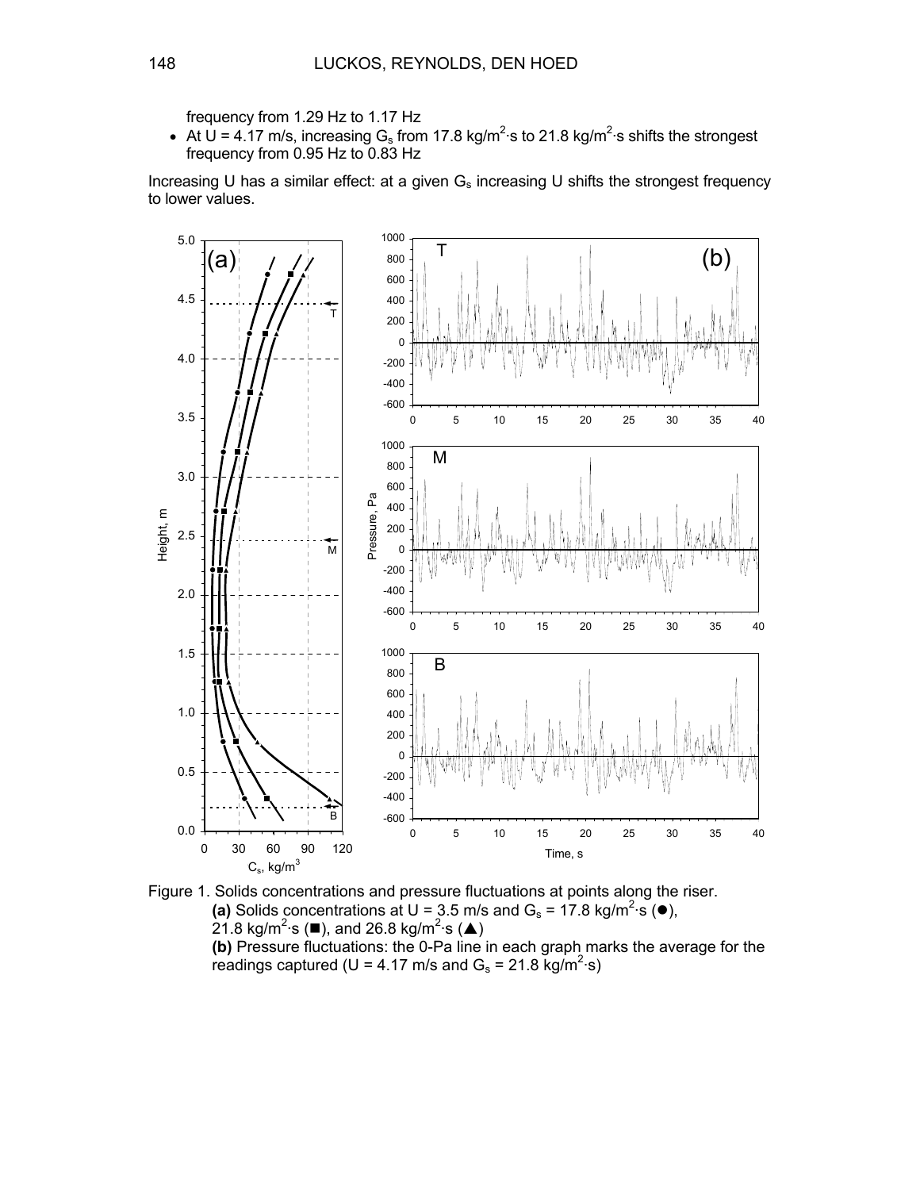frequency from 1.29 Hz to 1.17 Hz

- At U = 4.17 m/s, increasing $G_s$ from 17.8 kg/m$^2$·s to 21.8 kg/m$^2$·s shifts the strongest frequency from 0.95 Hz to 0.83 Hz

Increasing U has a similar effect: at a given $G_s$ increasing U shifts the strongest frequency to lower values.

Figure 1. Solids concentrations and pressure fluctuations at points along the riser.
**(a)** Solids concentrations at U = 3.5 m/s and $G_s$ = 17.8 kg/m$^2$·s (●), 21.8 kg/m$^2$·s (■), and 26.8 kg/m$^2$·s (▲)
**(b)** Pressure fluctuations: the 0-Pa line in each graph marks the average for the readings captured (U = 4.17 m/s and $G_s$ = 21.8 kg/m$^2$·s)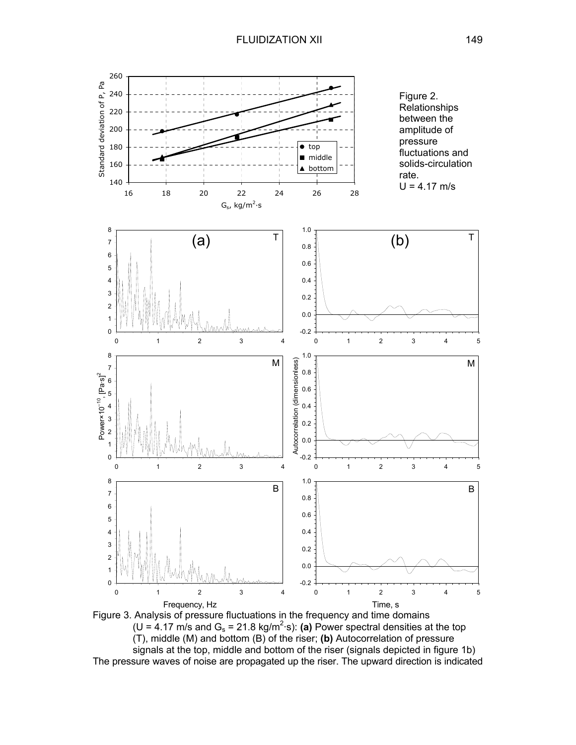Figure 2. Relationships between the amplitude of pressure fluctuations and solids-circulation rate. $U = 4.17$ m/s

Figure 3. Analysis of pressure fluctuations in the frequency and time domains ($U = 4.17$ m/s and $G_s = 21.8$ kg/m$^2$·s): **(a)** Power spectral densities at the top (T), middle (M) and bottom (B) of the riser; **(b)** Autocorrelation of pressure signals at the top, middle and bottom of the riser (signals depicted in figure 1b)

The pressure waves of noise are propagated up the riser. The upward direction is indicated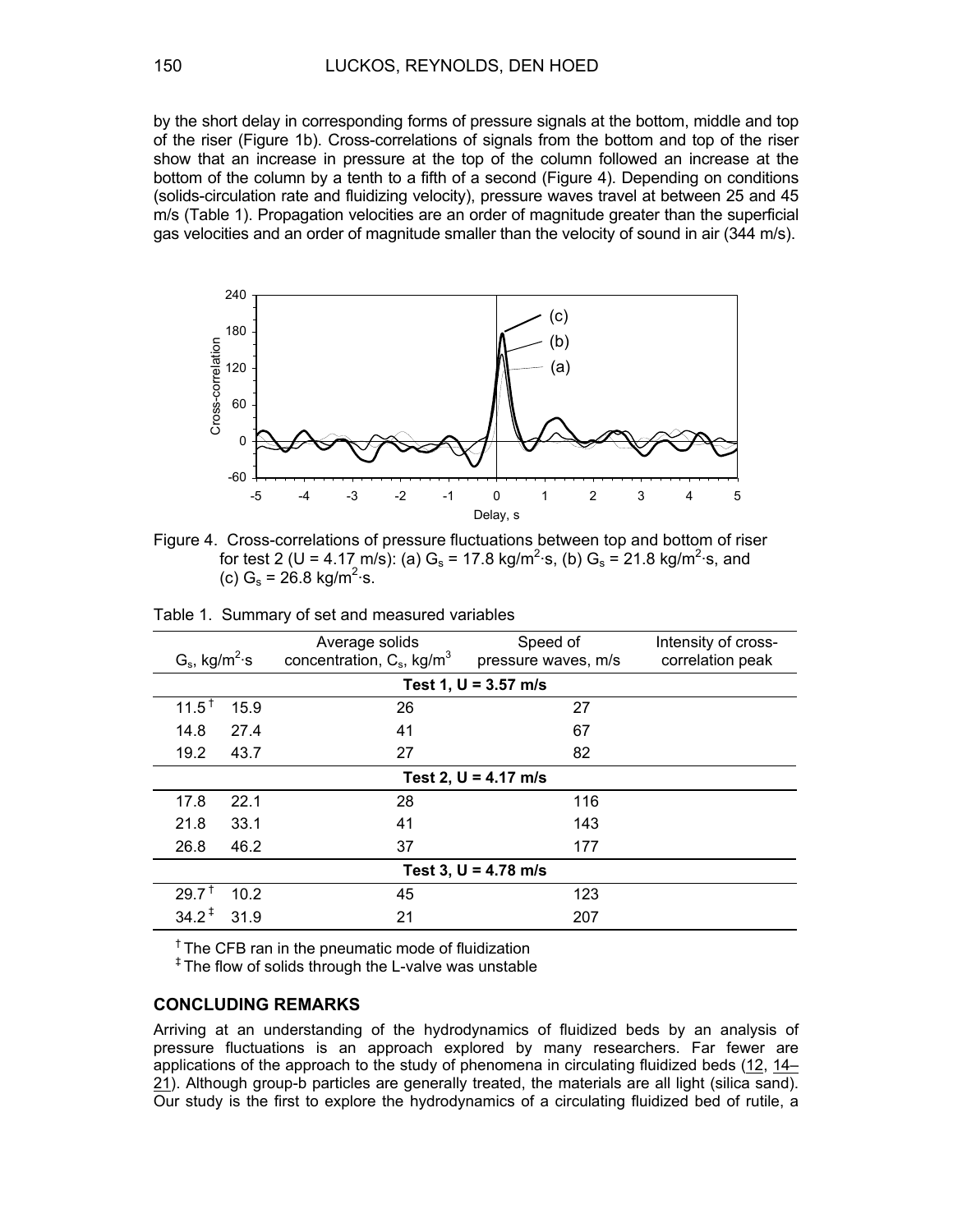by the short delay in corresponding forms of pressure signals at the bottom, middle and top of the riser (Figure 1b). Cross-correlations of signals from the bottom and top of the riser show that an increase in pressure at the top of the column followed an increase at the bottom of the column by a tenth to a fifth of a second (Figure 4). Depending on conditions (solids-circulation rate and fluidizing velocity), pressure waves travel at between 25 and 45 m/s (Table 1). Propagation velocities are an order of magnitude greater than the superficial gas velocities and an order of magnitude smaller than the velocity of sound in air (344 m/s).

Figure 4. Cross-correlations of pressure fluctuations between top and bottom of riser for test 2 ($U$ = 4.17 m/s): (a) $G_s$ = 17.8 kg/m$^2$·s, (b) $G_s$ = 21.8 kg/m$^2$·s, and (c) $G_s$ = 26.8 kg/m$^2$·s.

Table 1. Summary of set and measured variables

| $G_s$, kg/m$^2$·s | Average solids concentration, $C_s$, kg/m$^3$ | Speed of pressure waves, m/s | Intensity of cross-correlation peak |
|---|---|---|---|
| **Test 1, $U$ = 3.57 m/s** | | | |
| 11.5 † | 15.9 | 26 | 27 |
| 14.8 | 27.4 | 41 | 67 |
| 19.2 | 43.7 | 27 | 82 |
| **Test 2, $U$ = 4.17 m/s** | | | |
| 17.8 | 22.1 | 28 | 116 |
| 21.8 | 33.1 | 41 | 143 |
| 26.8 | 46.2 | 37 | 177 |
| **Test 3, $U$ = 4.78 m/s** | | | |
| 29.7 † | 10.2 | 45 | 123 |
| 34.2 ‡ | 31.9 | 21 | 207 |

† The CFB ran in the pneumatic mode of fluidization

‡ The flow of solids through the L-valve was unstable

## CONCLUDING REMARKS

Arriving at an understanding of the hydrodynamics of fluidized beds by an analysis of pressure fluctuations is an approach explored by many researchers. Far fewer are applications of the approach to the study of phenomena in circulating fluidized beds (12, 14–21). Although group-b particles are generally treated, the materials are all light (silica sand). Our study is the first to explore the hydrodynamics of a circulating fluidized bed of rutile, a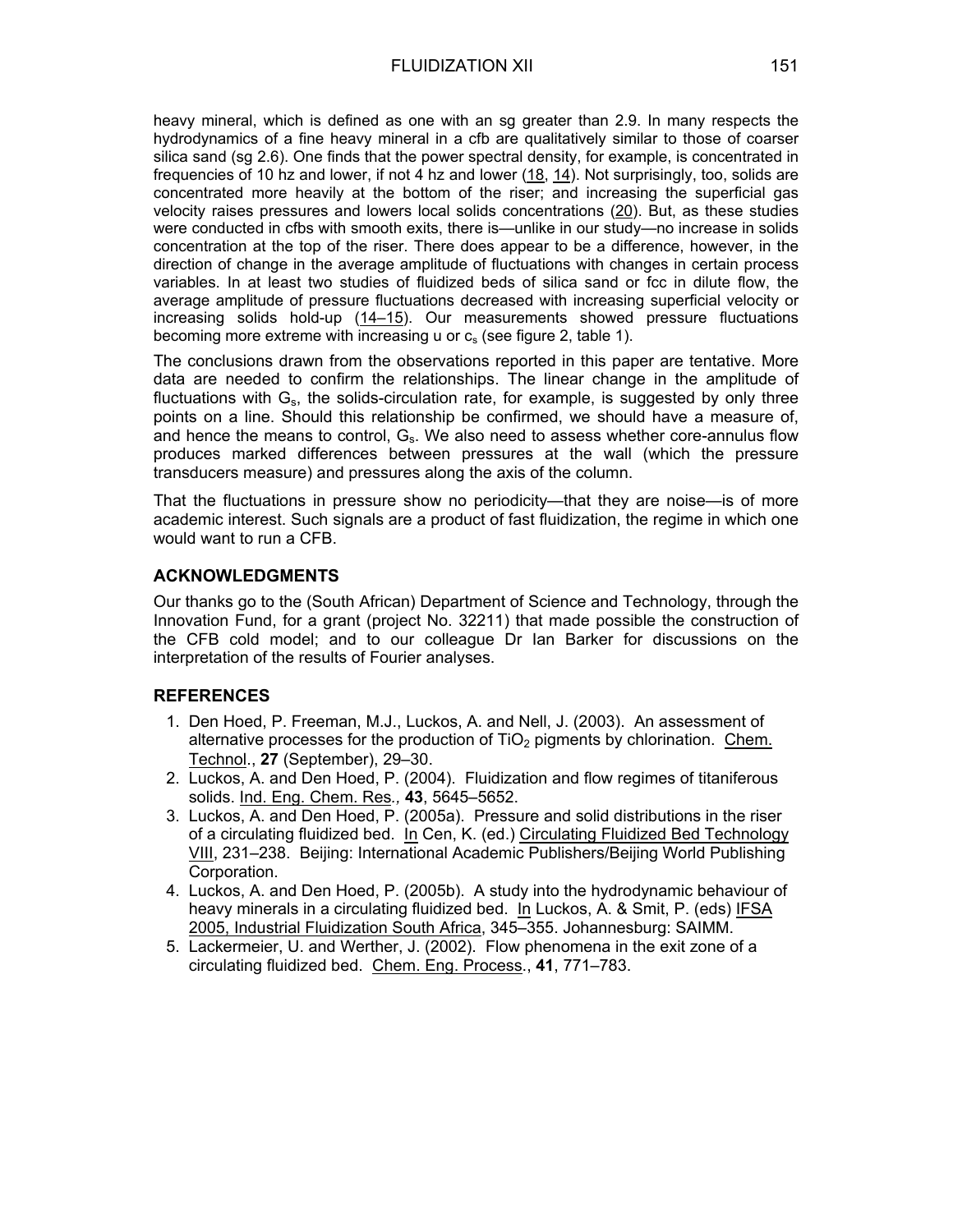heavy mineral, which is defined as one with an sg greater than 2.9. In many respects the hydrodynamics of a fine heavy mineral in a cfb are qualitatively similar to those of coarser silica sand (sg 2.6). One finds that the power spectral density, for example, is concentrated in frequencies of 10 hz and lower, if not 4 hz and lower (18, 14). Not surprisingly, too, solids are concentrated more heavily at the bottom of the riser; and increasing the superficial gas velocity raises pressures and lowers local solids concentrations (20). But, as these studies were conducted in cfbs with smooth exits, there is—unlike in our study—no increase in solids concentration at the top of the riser. There does appear to be a difference, however, in the direction of change in the average amplitude of fluctuations with changes in certain process variables. In at least two studies of fluidized beds of silica sand or fcc in dilute flow, the average amplitude of pressure fluctuations decreased with increasing superficial velocity or increasing solids hold-up (14–15). Our measurements showed pressure fluctuations becoming more extreme with increasing u or $c_s$ (see figure 2, table 1).

The conclusions drawn from the observations reported in this paper are tentative. More data are needed to confirm the relationships. The linear change in the amplitude of fluctuations with $G_s$, the solids-circulation rate, for example, is suggested by only three points on a line. Should this relationship be confirmed, we should have a measure of, and hence the means to control, $G_s$. We also need to assess whether core-annulus flow produces marked differences between pressures at the wall (which the pressure transducers measure) and pressures along the axis of the column.

That the fluctuations in pressure show no periodicity—that they are noise—is of more academic interest. Such signals are a product of fast fluidization, the regime in which one would want to run a CFB.

## ACKNOWLEDGMENTS

Our thanks go to the (South African) Department of Science and Technology, through the Innovation Fund, for a grant (project No. 32211) that made possible the construction of the CFB cold model; and to our colleague Dr Ian Barker for discussions on the interpretation of the results of Fourier analyses.

## REFERENCES

1. Den Hoed, P. Freeman, M.J., Luckos, A. and Nell, J. (2003). An assessment of alternative processes for the production of $TiO_2$ pigments by chlorination. Chem. Technol., **27** (September), 29–30.
2. Luckos, A. and Den Hoed, P. (2004). Fluidization and flow regimes of titaniferous solids. Ind. Eng. Chem. Res., **43**, 5645–5652.
3. Luckos, A. and Den Hoed, P. (2005a). Pressure and solid distributions in the riser of a circulating fluidized bed. In Cen, K. (ed.) Circulating Fluidized Bed Technology VIII, 231–238. Beijing: International Academic Publishers/Beijing World Publishing Corporation.
4. Luckos, A. and Den Hoed, P. (2005b). A study into the hydrodynamic behaviour of heavy minerals in a circulating fluidized bed. In Luckos, A. & Smit, P. (eds) IFSA 2005, Industrial Fluidization South Africa, 345–355. Johannesburg: SAIMM.
5. Lackermeier, U. and Werther, J. (2002). Flow phenomena in the exit zone of a circulating fluidized bed. Chem. Eng. Process., **41**, 771–783.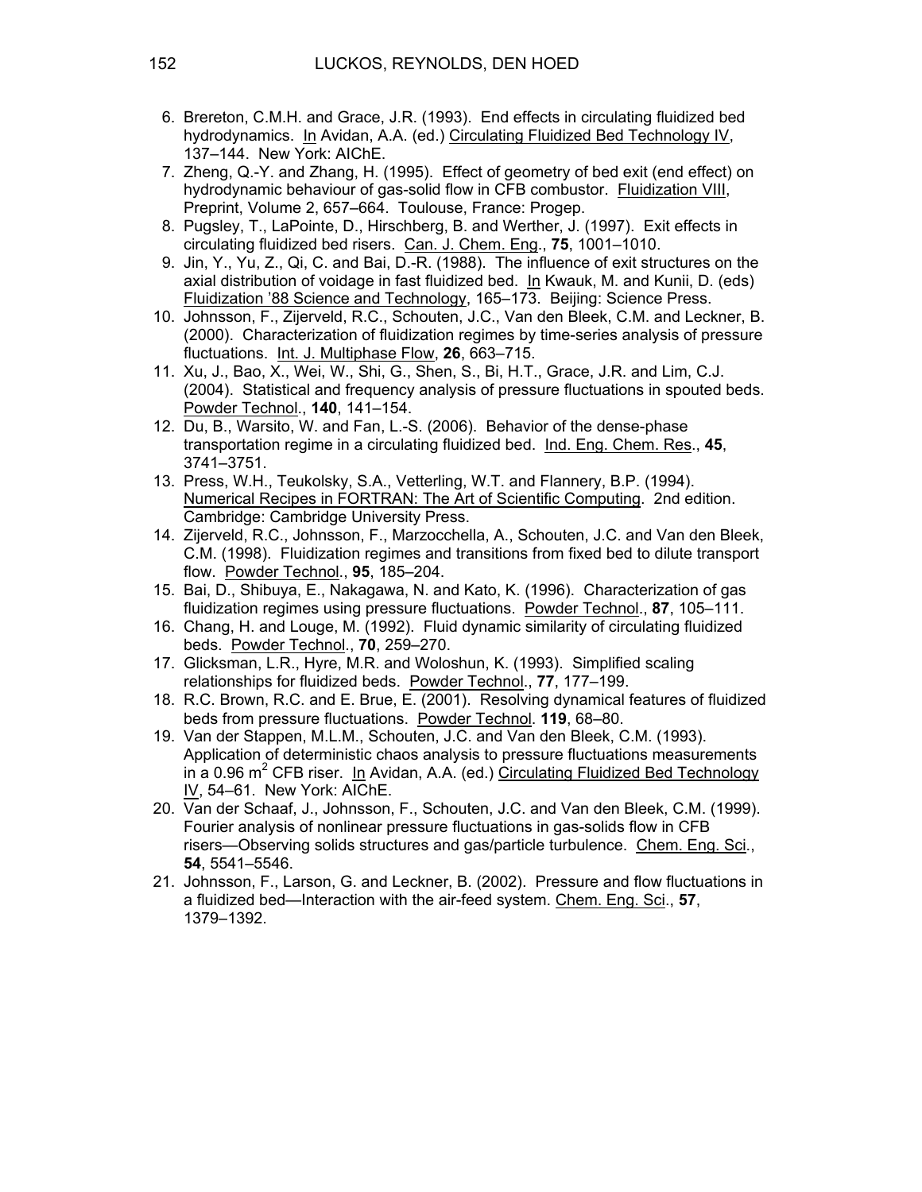6. Brereton, C.M.H. and Grace, J.R. (1993). End effects in circulating fluidized bed hydrodynamics. In Avidan, A.A. (ed.) Circulating Fluidized Bed Technology IV, 137–144. New York: AIChE.
7. Zheng, Q.-Y. and Zhang, H. (1995). Effect of geometry of bed exit (end effect) on hydrodynamic behaviour of gas-solid flow in CFB combustor. Fluidization VIII, Preprint, Volume 2, 657–664. Toulouse, France: Progep.
8. Pugsley, T., LaPointe, D., Hirschberg, B. and Werther, J. (1997). Exit effects in circulating fluidized bed risers. Can. J. Chem. Eng., **75**, 1001–1010.
9. Jin, Y., Yu, Z., Qi, C. and Bai, D.-R. (1988). The influence of exit structures on the axial distribution of voidage in fast fluidized bed. In Kwauk, M. and Kunii, D. (eds) Fluidization '88 Science and Technology, 165–173. Beijing: Science Press.
10. Johnsson, F., Zijerveld, R.C., Schouten, J.C., Van den Bleek, C.M. and Leckner, B. (2000). Characterization of fluidization regimes by time-series analysis of pressure fluctuations. Int. J. Multiphase Flow, **26**, 663–715.
11. Xu, J., Bao, X., Wei, W., Shi, G., Shen, S., Bi, H.T., Grace, J.R. and Lim, C.J. (2004). Statistical and frequency analysis of pressure fluctuations in spouted beds. Powder Technol., **140**, 141–154.
12. Du, B., Warsito, W. and Fan, L.-S. (2006). Behavior of the dense-phase transportation regime in a circulating fluidized bed. Ind. Eng. Chem. Res., **45**, 3741–3751.
13. Press, W.H., Teukolsky, S.A., Vetterling, W.T. and Flannery, B.P. (1994). Numerical Recipes in FORTRAN: The Art of Scientific Computing. 2nd edition. Cambridge: Cambridge University Press.
14. Zijerveld, R.C., Johnsson, F., Marzocchella, A., Schouten, J.C. and Van den Bleek, C.M. (1998). Fluidization regimes and transitions from fixed bed to dilute transport flow. Powder Technol., **95**, 185–204.
15. Bai, D., Shibuya, E., Nakagawa, N. and Kato, K. (1996). Characterization of gas fluidization regimes using pressure fluctuations. Powder Technol., **87**, 105–111.
16. Chang, H. and Louge, M. (1992). Fluid dynamic similarity of circulating fluidized beds. Powder Technol., **70**, 259–270.
17. Glicksman, L.R., Hyre, M.R. and Woloshun, K. (1993). Simplified scaling relationships for fluidized beds. Powder Technol., **77**, 177–199.
18. R.C. Brown, R.C. and E. Brue, E. (2001). Resolving dynamical features of fluidized beds from pressure fluctuations. Powder Technol. **119**, 68–80.
19. Van der Stappen, M.L.M., Schouten, J.C. and Van den Bleek, C.M. (1993). Application of deterministic chaos analysis to pressure fluctuations measurements in a 0.96 $m^2$ CFB riser. In Avidan, A.A. (ed.) Circulating Fluidized Bed Technology IV, 54–61. New York: AIChE.
20. Van der Schaaf, J., Johnsson, F., Schouten, J.C. and Van den Bleek, C.M. (1999). Fourier analysis of nonlinear pressure fluctuations in gas-solids flow in CFB risers—Observing solids structures and gas/particle turbulence. Chem. Eng. Sci., **54**, 5541–5546.
21. Johnsson, F., Larson, G. and Leckner, B. (2002). Pressure and flow fluctuations in a fluidized bed—Interaction with the air-feed system. Chem. Eng. Sci., **57**, 1379–1392.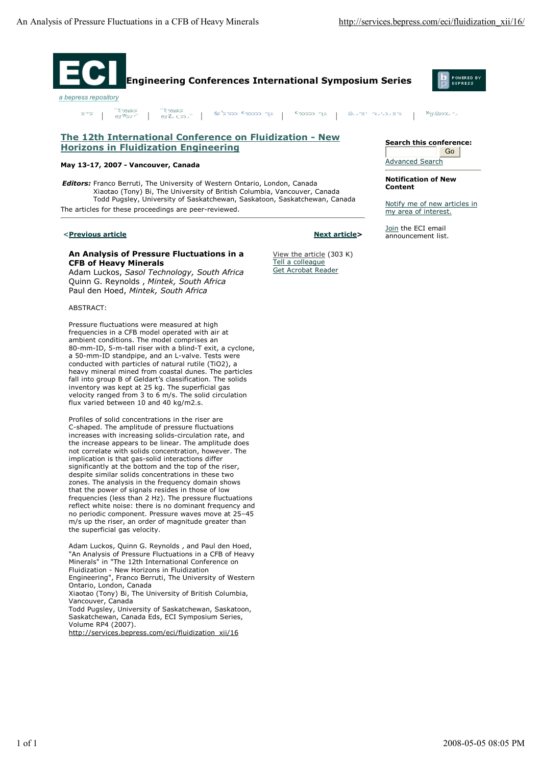# ECI Engineering Conferences International Symposium Series

*a bepress repository*

## The 12th International Conference on Fluidization - New Horizons in Fluidization Engineering

**May 13-17, 2007 - Vancouver, Canada**

***Editors:*** Franco Berruti, The University of Western Ontario, London, Canada
Xiaotao (Tony) Bi, The University of British Columbia, Vancouver, Canada
Todd Pugsley, University of Saskatchewan, Saskatoon, Saskatchewan, Canada

The articles for these proceedings are peer-reviewed.

<**Previous article** | **Next article**>

**An Analysis of Pressure Fluctuations in a CFB of Heavy Minerals**
Adam Luckos, *Sasol Technology, South Africa*
Quinn G. Reynolds , *Mintek, South Africa*
Paul den Hoed, *Mintek, South Africa*

View the article (303 K)
Tell a colleague
Get Acrobat Reader

ABSTRACT:

Pressure fluctuations were measured at high frequencies in a CFB model operated with air at ambient conditions. The model comprises an 80-mm-ID, 5-m-tall riser with a blind-T exit, a cyclone, a 50-mm-ID standpipe, and an L-valve. Tests were conducted with particles of natural rutile ($TiO_2$), a heavy mineral mined from coastal dunes. The particles fall into group B of Geldart's classification. The solids inventory was kept at 25 kg. The superficial gas velocity ranged from 3 to 6 m/s. The solid circulation flux varied between 10 and 40 kg/m2.s.

Profiles of solid concentrations in the riser are C-shaped. The amplitude of pressure fluctuations increases with increasing solids-circulation rate, and the increase appears to be linear. The amplitude does not correlate with solids concentration, however. The implication is that gas-solid interactions differ significantly at the bottom and the top of the riser, despite similar solids concentrations in these two zones. The analysis in the frequency domain shows that the power of signals resides in those of low frequencies (less than 2 Hz). The pressure fluctuations reflect white noise: there is no dominant frequency and no periodic component. Pressure waves move at 25–45 m/s up the riser, an order of magnitude greater than the superficial gas velocity.

Adam Luckos, Quinn G. Reynolds , and Paul den Hoed, "An Analysis of Pressure Fluctuations in a CFB of Heavy Minerals" in "The 12th International Conference on Fluidization - New Horizons in Fluidization Engineering", Franco Berruti, The University of Western Ontario, London, Canada
Xiaotao (Tony) Bi, The University of British Columbia, Vancouver, Canada
Todd Pugsley, University of Saskatchewan, Saskatoon, Saskatchewan, Canada Eds, ECI Symposium Series, Volume RP4 (2007).
http://services.bepress.com/eci/fluidization_xii/16

**Search this conference:**
Go
Advanced Search

**Notification of New Content**

Notify me of new articles in my area of interest.

Join the ECI email announcement list.